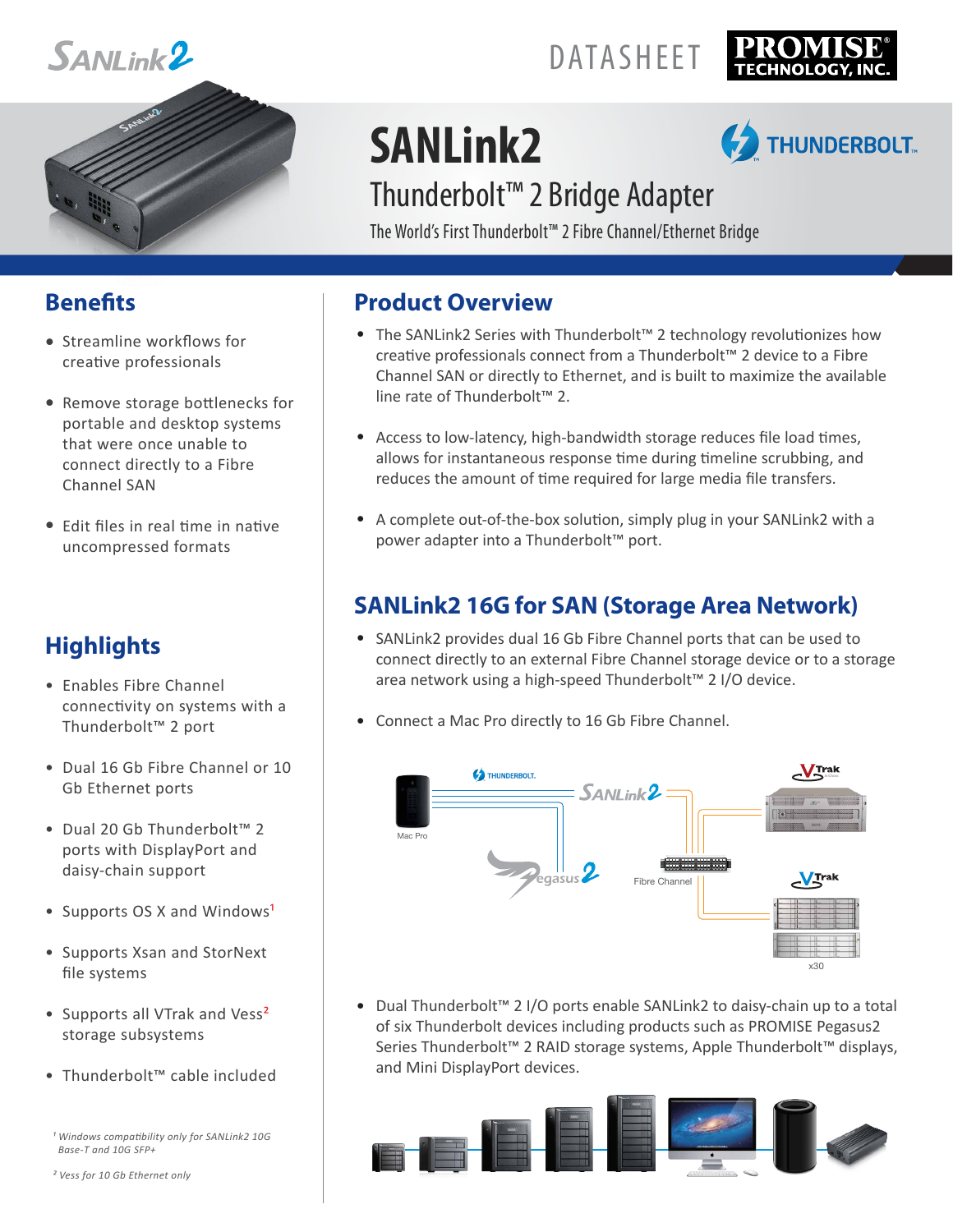# SANLink2

DATASHEET

PROMISE TECHNOLOGY, INC.

# SANLink2

## Thunderbolt™ 2 Bridge Adapter

The World's First Thunderbolt™ 2 Fibre Channel/Ethernet Bridge

## Benefits

- Streamline workflows for creative professionals
- Remove storage bottlenecks for portable and desktop systems that were once unable to connect directly to a Fibre Channel SAN
- Edit files in real time in native uncompressed formats

## Highlights

- Enables Fibre Channel connectivity on systems with a Thunderbolt™ 2 port
- Dual 16 Gb Fibre Channel or 10 Gb Ethernet ports
- Dual 20 Gb Thunderbolt™ 2 ports with DisplayPort and daisy-chain support
- Supports OS X and Windows[1]
- Supports Xsan and StorNext file systems
- Supports all VTrak and Vess[2] storage subsystems
- Thunderbolt™ cable included

*[1] Windows compatibility only for SANLink2 10G Base-T and 10G SFP+*

*[2] Vess for 10 Gb Ethernet only*

## Product Overview

- The SANLink2 Series with Thunderbolt™ 2 technology revolutionizes how creative professionals connect from a Thunderbolt™ 2 device to a Fibre Channel SAN or directly to Ethernet, and is built to maximize the available line rate of Thunderbolt™ 2.
- Access to low-latency, high-bandwidth storage reduces file load times, allows for instantaneous response time during timeline scrubbing, and reduces the amount of time required for large media file transfers.
- A complete out-of-the-box solution, simply plug in your SANLink2 with a power adapter into a Thunderbolt™ port.

## SANLink2 16G for SAN (Storage Area Network)

- SANLink2 provides dual 16 Gb Fibre Channel ports that can be used to connect directly to an external Fibre Channel storage device or to a storage area network using a high-speed Thunderbolt™ 2 I/O device.
- Connect a Mac Pro directly to 16 Gb Fibre Channel.

Mac Pro · THUNDERBOLT · SANLink2 · Pegasus2 · Fibre Channel · VTrak · VTrak x30

- Dual Thunderbolt™ 2 I/O ports enable SANLink2 to daisy-chain up to a total of six Thunderbolt devices including products such as PROMISE Pegasus2 Series Thunderbolt™ 2 RAID storage systems, Apple Thunderbolt™ displays, and Mini DisplayPort devices.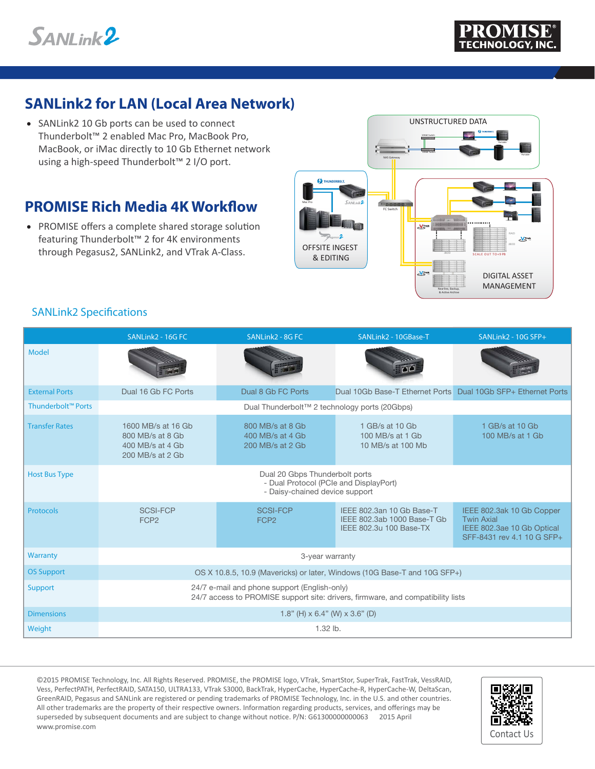SANLink2

PROMISE TECHNOLOGY, INC.

## SANLink2 for LAN (Local Area Network)

- SANLink2 10 Gb ports can be used to connect Thunderbolt™ 2 enabled Mac Pro, MacBook Pro, MacBook, or iMac directly to 10 Gb Ethernet network using a high-speed Thunderbolt™ 2 I/O port.

## PROMISE Rich Media 4K Workflow

- PROMISE offers a complete shared storage solution featuring Thunderbolt™ 2 for 4K environments through Pegasus2, SANLink2, and VTrak A-Class.

UNSTRUCTURED DATA

OFFSITE INGEST & EDITING

DIGITAL ASSET MANAGEMENT

### SANLink2 Specifications

| | SANLink2 - 16G FC | SANLink2 - 8G FC | SANLink2 - 10GBase-T | SANLink2 - 10G SFP+ |
|---|---|---|---|---|
| Model | | | | |
| External Ports | Dual 16 Gb FC Ports | Dual 8 Gb FC Ports | Dual 10Gb Base-T Ethernet Ports | Dual 10Gb SFP+ Ethernet Ports |
| Thunderbolt™ Ports | Dual Thunderbolt™ 2 technology ports (20Gbps) | | | |
| Transfer Rates | 1600 MB/s at 16 Gb<br>800 MB/s at 8 Gb<br>400 MB/s at 4 Gb<br>200 MB/s at 2 Gb | 800 MB/s at 8 Gb<br>400 MB/s at 4 Gb<br>200 MB/s at 2 Gb | 1 GB/s at 10 Gb<br>100 MB/s at 1 Gb<br>10 MB/s at 100 Mb | 1 GB/s at 10 Gb<br>100 MB/s at 1 Gb |
| Host Bus Type | Dual 20 Gbps Thunderbolt ports<br>- Dual Protocol (PCIe and DisplayPort)<br>- Daisy-chained device support | | | |
| Protocols | SCSI-FCP<br>FCP2 | SCSI-FCP<br>FCP2 | IEEE 802.3an 10 Gb Base-T<br>IEEE 802.3ab 1000 Base-T Gb<br>IEEE 802.3u 100 Base-TX | IEEE 802.3ak 10 Gb Copper Twin Axial<br>IEEE 802.3ae 10 Gb Optical<br>SFF-8431 rev 4.1 10 G SFP+ |
| Warranty | 3-year warranty | | | |
| OS Support | OS X 10.8.5, 10.9 (Mavericks) or later, Windows (10G Base-T and 10G SFP+) | | | |
| Support | 24/7 e-mail and phone support (English-only)<br>24/7 access to PROMISE support site: drivers, firmware, and compatibility lists | | | |
| Dimensions | 1.8" (H) x 6.4" (W) x 3.6" (D) | | | |
| Weight | 1.32 lb. | | | |

©2015 PROMISE Technology, Inc. All Rights Reserved. PROMISE, the PROMISE logo, VTrak, SmartStor, SuperTrak, FastTrak, VessRAID, Vess, PerfectPATH, PerfectRAID, SATA150, ULTRA133, VTrak S3000, BackTrak, HyperCache, HyperCache-R, HyperCache-W, DeltaScan, GreenRAID, Pegasus and SANLink are registered or pending trademarks of PROMISE Technology, Inc. in the U.S. and other countries. All other trademarks are the property of their respective owners. Information regarding products, services, and offerings may be superseded by subsequent documents and are subject to change without notice. P/N: G61300000000063 2015 April
www.promise.com

Contact Us